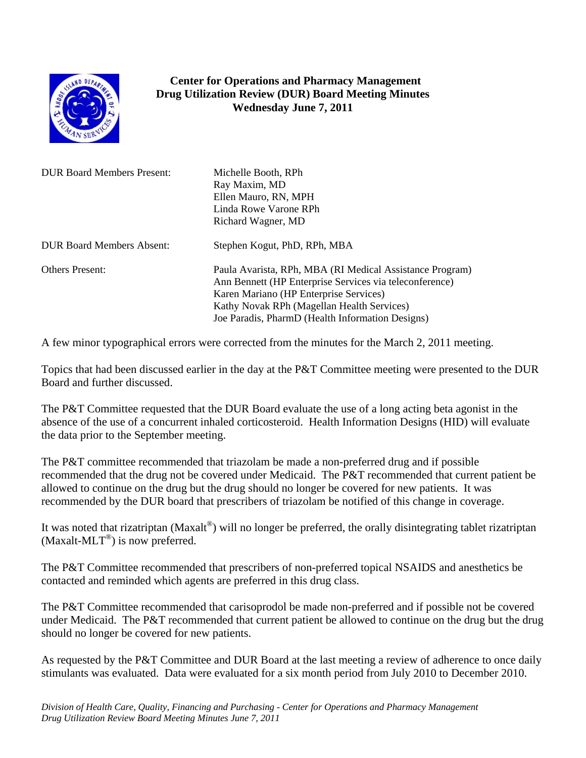**Center for Operations and Pharmacy Management**
**Drug Utilization Review (DUR) Board Meeting Minutes**
**Wednesday June 7, 2011**

| | |
|---|---|
| DUR Board Members Present: | Michelle Booth, RPh<br>Ray Maxim, MD<br>Ellen Mauro, RN, MPH<br>Linda Rowe Varone RPh<br>Richard Wagner, MD |
| DUR Board Members Absent: | Stephen Kogut, PhD, RPh, MBA |
| Others Present: | Paula Avarista, RPh, MBA (RI Medical Assistance Program)<br>Ann Bennett (HP Enterprise Services via teleconference)<br>Karen Mariano (HP Enterprise Services)<br>Kathy Novak RPh (Magellan Health Services)<br>Joe Paradis, PharmD (Health Information Designs) |

A few minor typographical errors were corrected from the minutes for the March 2, 2011 meeting.

Topics that had been discussed earlier in the day at the P&T Committee meeting were presented to the DUR Board and further discussed.

The P&T Committee requested that the DUR Board evaluate the use of a long acting beta agonist in the absence of the use of a concurrent inhaled corticosteroid. Health Information Designs (HID) will evaluate the data prior to the September meeting.

The P&T committee recommended that triazolam be made a non-preferred drug and if possible recommended that the drug not be covered under Medicaid. The P&T recommended that current patient be allowed to continue on the drug but the drug should no longer be covered for new patients. It was recommended by the DUR board that prescribers of triazolam be notified of this change in coverage.

It was noted that rizatriptan (Maxalt®) will no longer be preferred, the orally disintegrating tablet rizatriptan (Maxalt-MLT®) is now preferred.

The P&T Committee recommended that prescribers of non-preferred topical NSAIDS and anesthetics be contacted and reminded which agents are preferred in this drug class.

The P&T Committee recommended that carisoprodol be made non-preferred and if possible not be covered under Medicaid. The P&T recommended that current patient be allowed to continue on the drug but the drug should no longer be covered for new patients.

As requested by the P&T Committee and DUR Board at the last meeting a review of adherence to once daily stimulants was evaluated. Data were evaluated for a six month period from July 2010 to December 2010.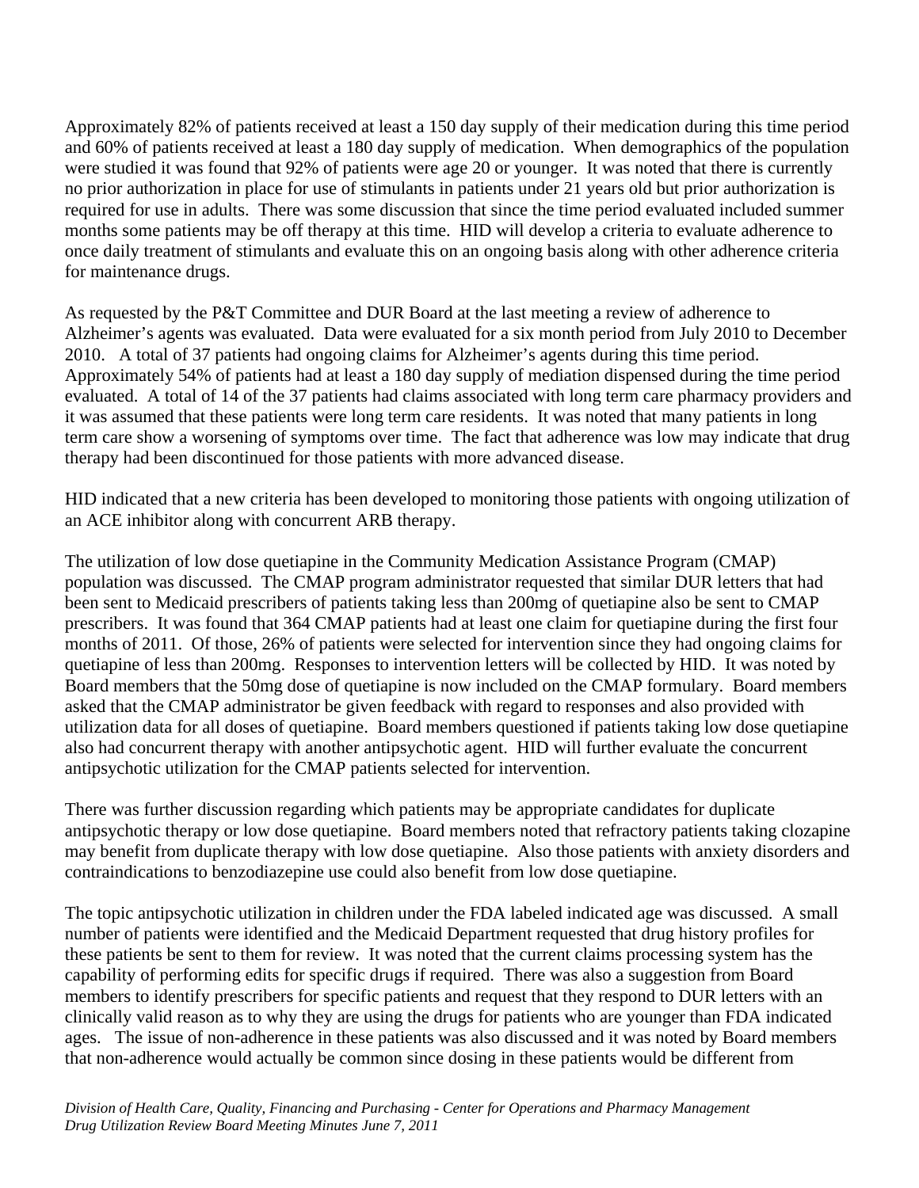Approximately 82% of patients received at least a 150 day supply of their medication during this time period and 60% of patients received at least a 180 day supply of medication. When demographics of the population were studied it was found that 92% of patients were age 20 or younger. It was noted that there is currently no prior authorization in place for use of stimulants in patients under 21 years old but prior authorization is required for use in adults. There was some discussion that since the time period evaluated included summer months some patients may be off therapy at this time. HID will develop a criteria to evaluate adherence to once daily treatment of stimulants and evaluate this on an ongoing basis along with other adherence criteria for maintenance drugs.

As requested by the P&T Committee and DUR Board at the last meeting a review of adherence to Alzheimer's agents was evaluated. Data were evaluated for a six month period from July 2010 to December 2010. A total of 37 patients had ongoing claims for Alzheimer's agents during this time period. Approximately 54% of patients had at least a 180 day supply of mediation dispensed during the time period evaluated. A total of 14 of the 37 patients had claims associated with long term care pharmacy providers and it was assumed that these patients were long term care residents. It was noted that many patients in long term care show a worsening of symptoms over time. The fact that adherence was low may indicate that drug therapy had been discontinued for those patients with more advanced disease.

HID indicated that a new criteria has been developed to monitoring those patients with ongoing utilization of an ACE inhibitor along with concurrent ARB therapy.

The utilization of low dose quetiapine in the Community Medication Assistance Program (CMAP) population was discussed. The CMAP program administrator requested that similar DUR letters that had been sent to Medicaid prescribers of patients taking less than 200mg of quetiapine also be sent to CMAP prescribers. It was found that 364 CMAP patients had at least one claim for quetiapine during the first four months of 2011. Of those, 26% of patients were selected for intervention since they had ongoing claims for quetiapine of less than 200mg. Responses to intervention letters will be collected by HID. It was noted by Board members that the 50mg dose of quetiapine is now included on the CMAP formulary. Board members asked that the CMAP administrator be given feedback with regard to responses and also provided with utilization data for all doses of quetiapine. Board members questioned if patients taking low dose quetiapine also had concurrent therapy with another antipsychotic agent. HID will further evaluate the concurrent antipsychotic utilization for the CMAP patients selected for intervention.

There was further discussion regarding which patients may be appropriate candidates for duplicate antipsychotic therapy or low dose quetiapine. Board members noted that refractory patients taking clozapine may benefit from duplicate therapy with low dose quetiapine. Also those patients with anxiety disorders and contraindications to benzodiazepine use could also benefit from low dose quetiapine.

The topic antipsychotic utilization in children under the FDA labeled indicated age was discussed. A small number of patients were identified and the Medicaid Department requested that drug history profiles for these patients be sent to them for review. It was noted that the current claims processing system has the capability of performing edits for specific drugs if required. There was also a suggestion from Board members to identify prescribers for specific patients and request that they respond to DUR letters with an clinically valid reason as to why they are using the drugs for patients who are younger than FDA indicated ages. The issue of non-adherence in these patients was also discussed and it was noted by Board members that non-adherence would actually be common since dosing in these patients would be different from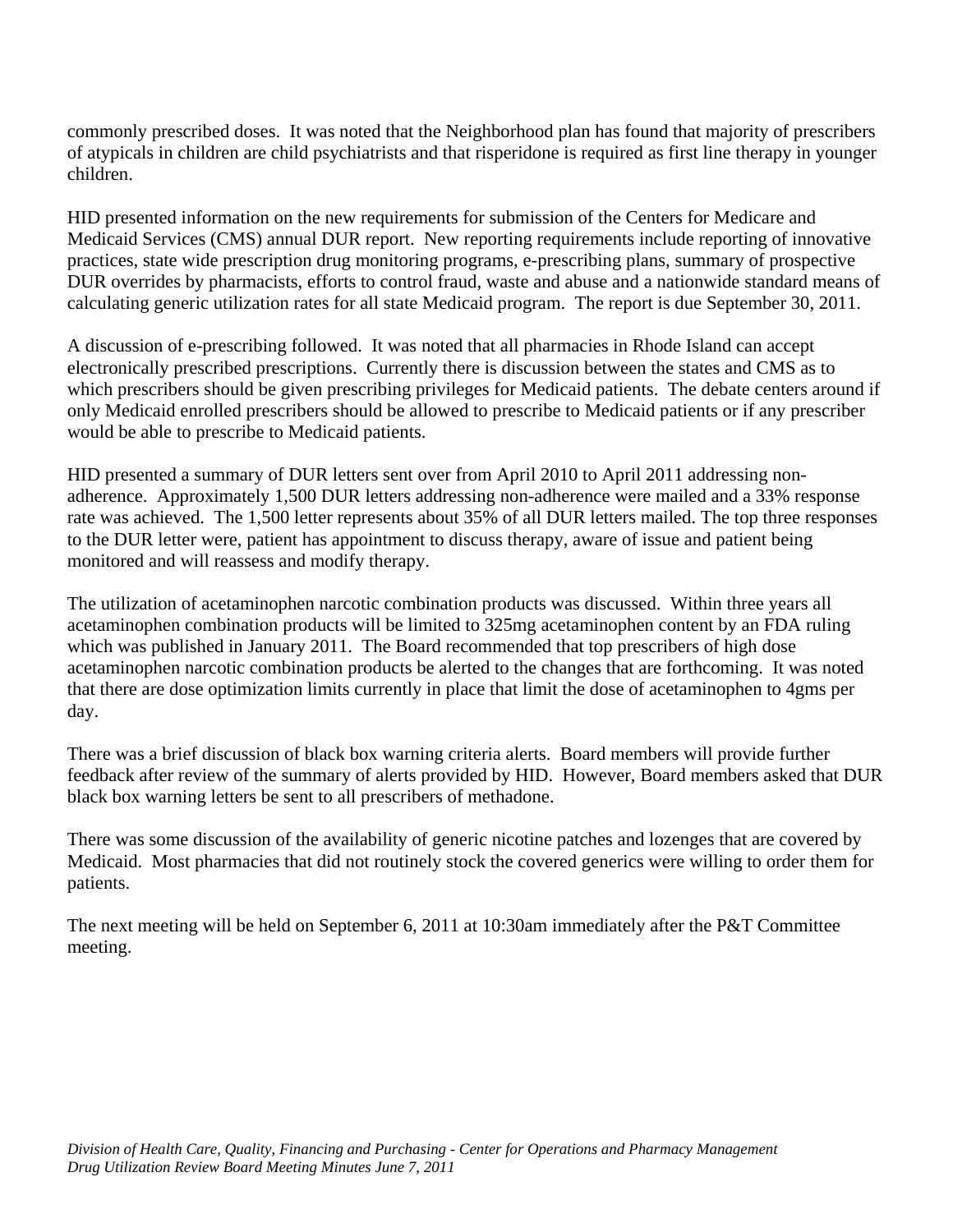commonly prescribed doses. It was noted that the Neighborhood plan has found that majority of prescribers of atypicals in children are child psychiatrists and that risperidone is required as first line therapy in younger children.

HID presented information on the new requirements for submission of the Centers for Medicare and Medicaid Services (CMS) annual DUR report. New reporting requirements include reporting of innovative practices, state wide prescription drug monitoring programs, e-prescribing plans, summary of prospective DUR overrides by pharmacists, efforts to control fraud, waste and abuse and a nationwide standard means of calculating generic utilization rates for all state Medicaid program. The report is due September 30, 2011.

A discussion of e-prescribing followed. It was noted that all pharmacies in Rhode Island can accept electronically prescribed prescriptions. Currently there is discussion between the states and CMS as to which prescribers should be given prescribing privileges for Medicaid patients. The debate centers around if only Medicaid enrolled prescribers should be allowed to prescribe to Medicaid patients or if any prescriber would be able to prescribe to Medicaid patients.

HID presented a summary of DUR letters sent over from April 2010 to April 2011 addressing non-adherence. Approximately 1,500 DUR letters addressing non-adherence were mailed and a 33% response rate was achieved. The 1,500 letter represents about 35% of all DUR letters mailed. The top three responses to the DUR letter were, patient has appointment to discuss therapy, aware of issue and patient being monitored and will reassess and modify therapy.

The utilization of acetaminophen narcotic combination products was discussed. Within three years all acetaminophen combination products will be limited to 325mg acetaminophen content by an FDA ruling which was published in January 2011. The Board recommended that top prescribers of high dose acetaminophen narcotic combination products be alerted to the changes that are forthcoming. It was noted that there are dose optimization limits currently in place that limit the dose of acetaminophen to 4gms per day.

There was a brief discussion of black box warning criteria alerts. Board members will provide further feedback after review of the summary of alerts provided by HID. However, Board members asked that DUR black box warning letters be sent to all prescribers of methadone.

There was some discussion of the availability of generic nicotine patches and lozenges that are covered by Medicaid. Most pharmacies that did not routinely stock the covered generics were willing to order them for patients.

The next meeting will be held on September 6, 2011 at 10:30am immediately after the P&T Committee meeting.